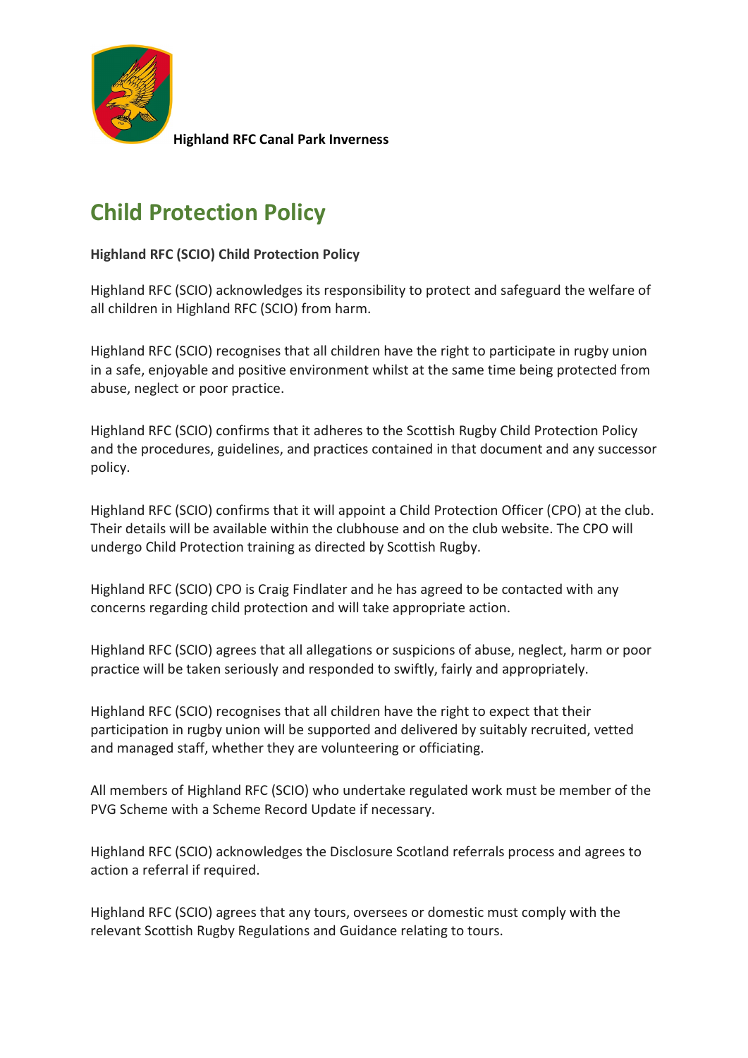**Highland RFC Canal Park Inverness**

# Child Protection Policy

**Highland RFC (SCIO) Child Protection Policy**

Highland RFC (SCIO) acknowledges its responsibility to protect and safeguard the welfare of all children in Highland RFC (SCIO) from harm.

Highland RFC (SCIO) recognises that all children have the right to participate in rugby union in a safe, enjoyable and positive environment whilst at the same time being protected from abuse, neglect or poor practice.

Highland RFC (SCIO) confirms that it adheres to the Scottish Rugby Child Protection Policy and the procedures, guidelines, and practices contained in that document and any successor policy.

Highland RFC (SCIO) confirms that it will appoint a Child Protection Officer (CPO) at the club. Their details will be available within the clubhouse and on the club website. The CPO will undergo Child Protection training as directed by Scottish Rugby.

Highland RFC (SCIO) CPO is Craig Findlater and he has agreed to be contacted with any concerns regarding child protection and will take appropriate action.

Highland RFC (SCIO) agrees that all allegations or suspicions of abuse, neglect, harm or poor practice will be taken seriously and responded to swiftly, fairly and appropriately.

Highland RFC (SCIO) recognises that all children have the right to expect that their participation in rugby union will be supported and delivered by suitably recruited, vetted and managed staff, whether they are volunteering or officiating.

All members of Highland RFC (SCIO) who undertake regulated work must be member of the PVG Scheme with a Scheme Record Update if necessary.

Highland RFC (SCIO) acknowledges the Disclosure Scotland referrals process and agrees to action a referral if required.

Highland RFC (SCIO) agrees that any tours, oversees or domestic must comply with the relevant Scottish Rugby Regulations and Guidance relating to tours.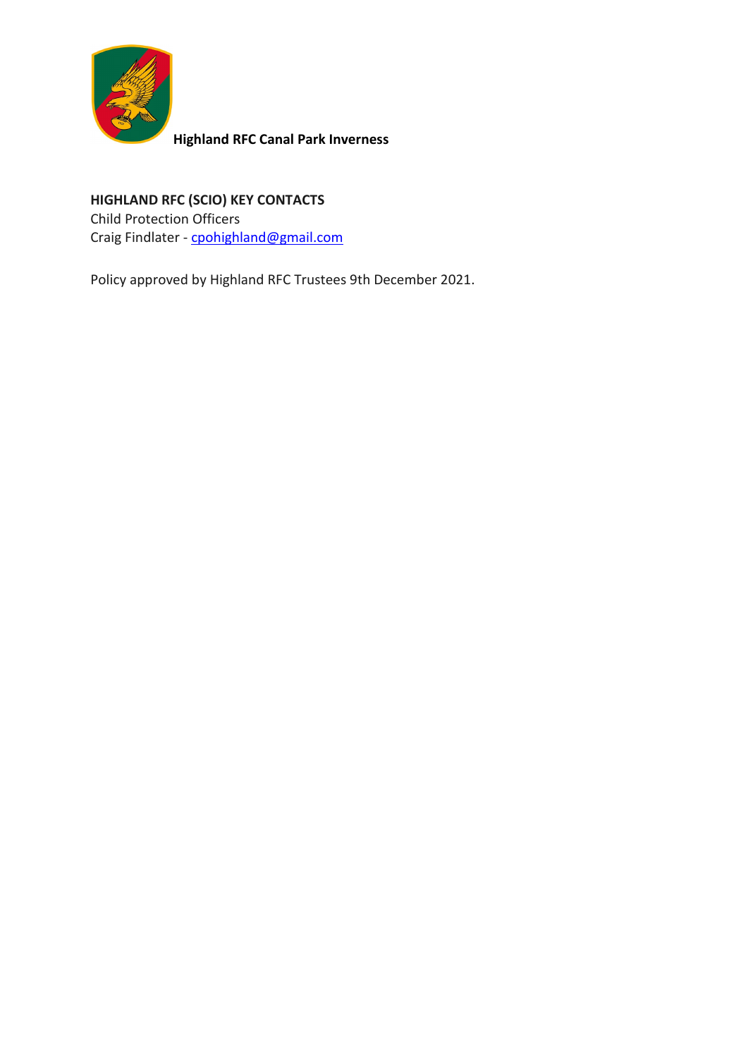**Highland RFC Canal Park Inverness**

**HIGHLAND RFC (SCIO) KEY CONTACTS**

Child Protection Officers

Craig Findlater - cpohighland@gmail.com

Policy approved by Highland RFC Trustees 9th December 2021.